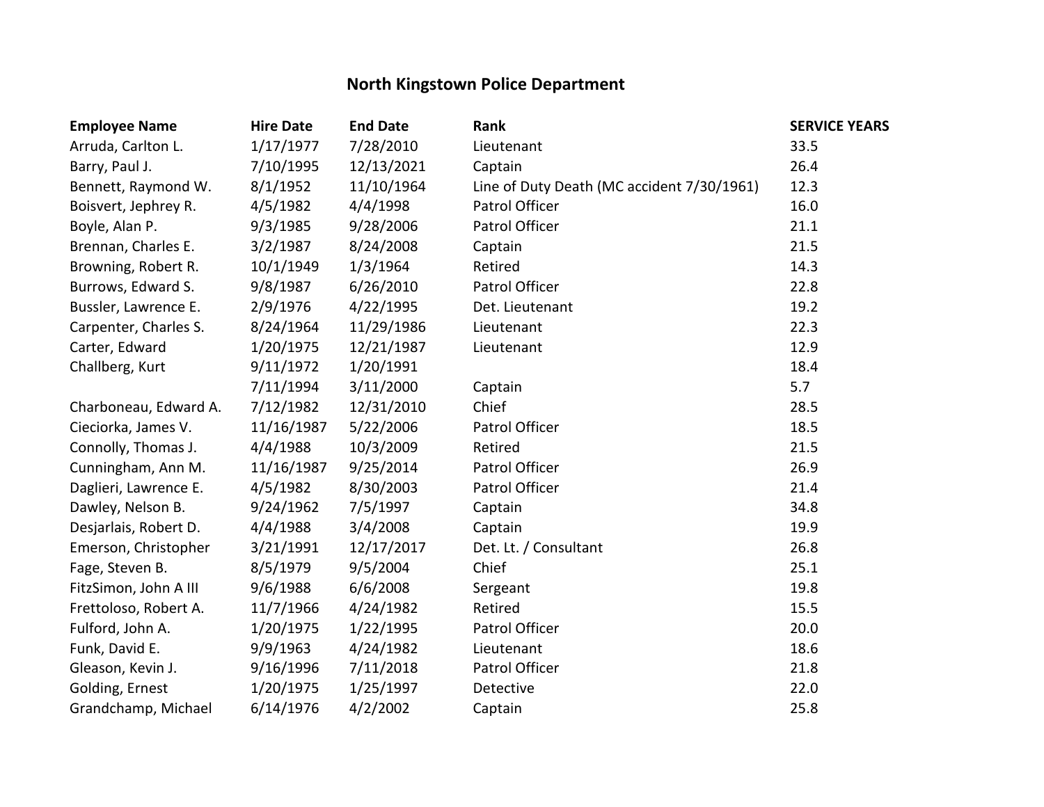# North Kingstown Police Department

| Employee Name | Hire Date | End Date | Rank | SERVICE YEARS |
|---|---|---|---|---|
| Arruda, Carlton L. | 1/17/1977 | 7/28/2010 | Lieutenant | 33.5 |
| Barry, Paul J. | 7/10/1995 | 12/13/2021 | Captain | 26.4 |
| Bennett, Raymond W. | 8/1/1952 | 11/10/1964 | Line of Duty Death (MC accident 7/30/1961) | 12.3 |
| Boisvert, Jephrey R. | 4/5/1982 | 4/4/1998 | Patrol Officer | 16.0 |
| Boyle, Alan P. | 9/3/1985 | 9/28/2006 | Patrol Officer | 21.1 |
| Brennan, Charles E. | 3/2/1987 | 8/24/2008 | Captain | 21.5 |
| Browning, Robert R. | 10/1/1949 | 1/3/1964 | Retired | 14.3 |
| Burrows, Edward S. | 9/8/1987 | 6/26/2010 | Patrol Officer | 22.8 |
| Bussler, Lawrence E. | 2/9/1976 | 4/22/1995 | Det. Lieutenant | 19.2 |
| Carpenter, Charles S. | 8/24/1964 | 11/29/1986 | Lieutenant | 22.3 |
| Carter, Edward | 1/20/1975 | 12/21/1987 | Lieutenant | 12.9 |
| Challberg, Kurt | 9/11/1972 | 1/20/1991 | | 18.4 |
| | 7/11/1994 | 3/11/2000 | Captain | 5.7 |
| Charboneau, Edward A. | 7/12/1982 | 12/31/2010 | Chief | 28.5 |
| Cieciorka, James V. | 11/16/1987 | 5/22/2006 | Patrol Officer | 18.5 |
| Connolly, Thomas J. | 4/4/1988 | 10/3/2009 | Retired | 21.5 |
| Cunningham, Ann M. | 11/16/1987 | 9/25/2014 | Patrol Officer | 26.9 |
| Daglieri, Lawrence E. | 4/5/1982 | 8/30/2003 | Patrol Officer | 21.4 |
| Dawley, Nelson B. | 9/24/1962 | 7/5/1997 | Captain | 34.8 |
| Desjarlais, Robert D. | 4/4/1988 | 3/4/2008 | Captain | 19.9 |
| Emerson, Christopher | 3/21/1991 | 12/17/2017 | Det. Lt. / Consultant | 26.8 |
| Fage, Steven B. | 8/5/1979 | 9/5/2004 | Chief | 25.1 |
| FitzSimon, John A III | 9/6/1988 | 6/6/2008 | Sergeant | 19.8 |
| Frettoloso, Robert A. | 11/7/1966 | 4/24/1982 | Retired | 15.5 |
| Fulford, John A. | 1/20/1975 | 1/22/1995 | Patrol Officer | 20.0 |
| Funk, David E. | 9/9/1963 | 4/24/1982 | Lieutenant | 18.6 |
| Gleason, Kevin J. | 9/16/1996 | 7/11/2018 | Patrol Officer | 21.8 |
| Golding, Ernest | 1/20/1975 | 1/25/1997 | Detective | 22.0 |
| Grandchamp, Michael | 6/14/1976 | 4/2/2002 | Captain | 25.8 |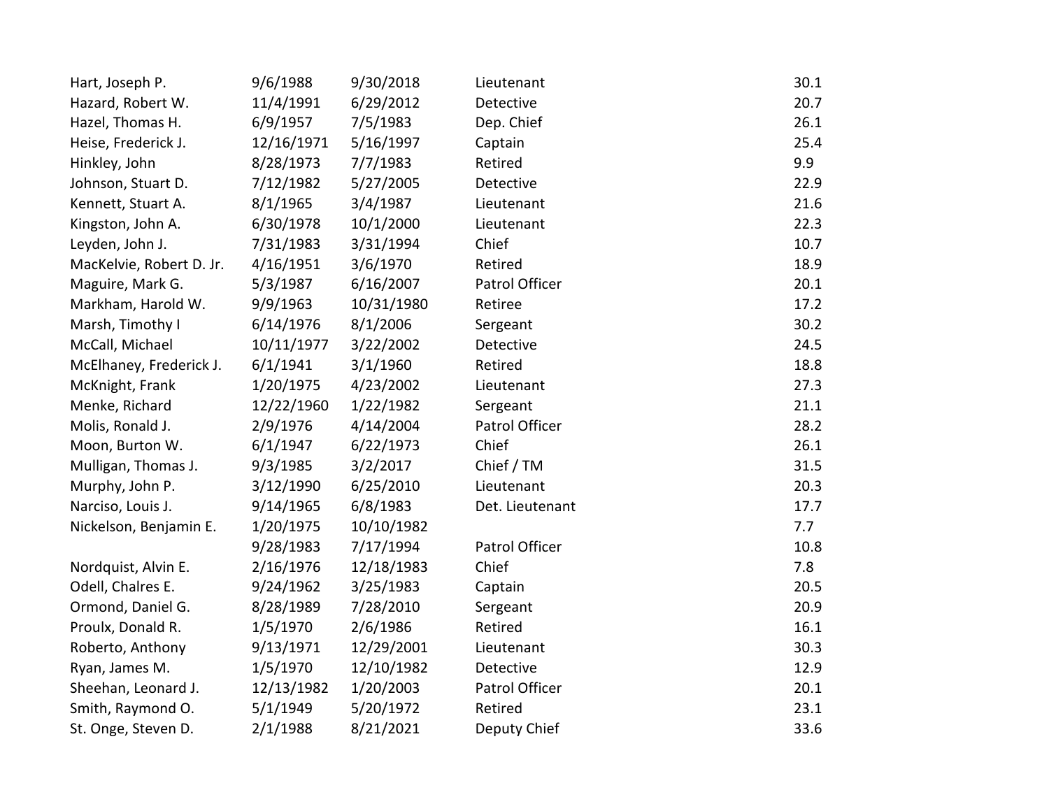| | | | | |
|---|---|---|---|---|
| Hart, Joseph P. | 9/6/1988 | 9/30/2018 | Lieutenant | 30.1 |
| Hazard, Robert W. | 11/4/1991 | 6/29/2012 | Detective | 20.7 |
| Hazel, Thomas H. | 6/9/1957 | 7/5/1983 | Dep. Chief | 26.1 |
| Heise, Frederick J. | 12/16/1971 | 5/16/1997 | Captain | 25.4 |
| Hinkley, John | 8/28/1973 | 7/7/1983 | Retired | 9.9 |
| Johnson, Stuart D. | 7/12/1982 | 5/27/2005 | Detective | 22.9 |
| Kennett, Stuart A. | 8/1/1965 | 3/4/1987 | Lieutenant | 21.6 |
| Kingston, John A. | 6/30/1978 | 10/1/2000 | Lieutenant | 22.3 |
| Leyden, John J. | 7/31/1983 | 3/31/1994 | Chief | 10.7 |
| MacKelvie, Robert D. Jr. | 4/16/1951 | 3/6/1970 | Retired | 18.9 |
| Maguire, Mark G. | 5/3/1987 | 6/16/2007 | Patrol Officer | 20.1 |
| Markham, Harold W. | 9/9/1963 | 10/31/1980 | Retiree | 17.2 |
| Marsh, Timothy I | 6/14/1976 | 8/1/2006 | Sergeant | 30.2 |
| McCall, Michael | 10/11/1977 | 3/22/2002 | Detective | 24.5 |
| McElhaney, Frederick J. | 6/1/1941 | 3/1/1960 | Retired | 18.8 |
| McKnight, Frank | 1/20/1975 | 4/23/2002 | Lieutenant | 27.3 |
| Menke, Richard | 12/22/1960 | 1/22/1982 | Sergeant | 21.1 |
| Molis, Ronald J. | 2/9/1976 | 4/14/2004 | Patrol Officer | 28.2 |
| Moon, Burton W. | 6/1/1947 | 6/22/1973 | Chief | 26.1 |
| Mulligan, Thomas J. | 9/3/1985 | 3/2/2017 | Chief / TM | 31.5 |
| Murphy, John P. | 3/12/1990 | 6/25/2010 | Lieutenant | 20.3 |
| Narciso, Louis J. | 9/14/1965 | 6/8/1983 | Det. Lieutenant | 17.7 |
| Nickelson, Benjamin E. | 1/20/1975 | 10/10/1982 | | 7.7 |
| | 9/28/1983 | 7/17/1994 | Patrol Officer | 10.8 |
| Nordquist, Alvin E. | 2/16/1976 | 12/18/1983 | Chief | 7.8 |
| Odell, Chalres E. | 9/24/1962 | 3/25/1983 | Captain | 20.5 |
| Ormond, Daniel G. | 8/28/1989 | 7/28/2010 | Sergeant | 20.9 |
| Proulx, Donald R. | 1/5/1970 | 2/6/1986 | Retired | 16.1 |
| Roberto, Anthony | 9/13/1971 | 12/29/2001 | Lieutenant | 30.3 |
| Ryan, James M. | 1/5/1970 | 12/10/1982 | Detective | 12.9 |
| Sheehan, Leonard J. | 12/13/1982 | 1/20/2003 | Patrol Officer | 20.1 |
| Smith, Raymond O. | 5/1/1949 | 5/20/1972 | Retired | 23.1 |
| St. Onge, Steven D. | 2/1/1988 | 8/21/2021 | Deputy Chief | 33.6 |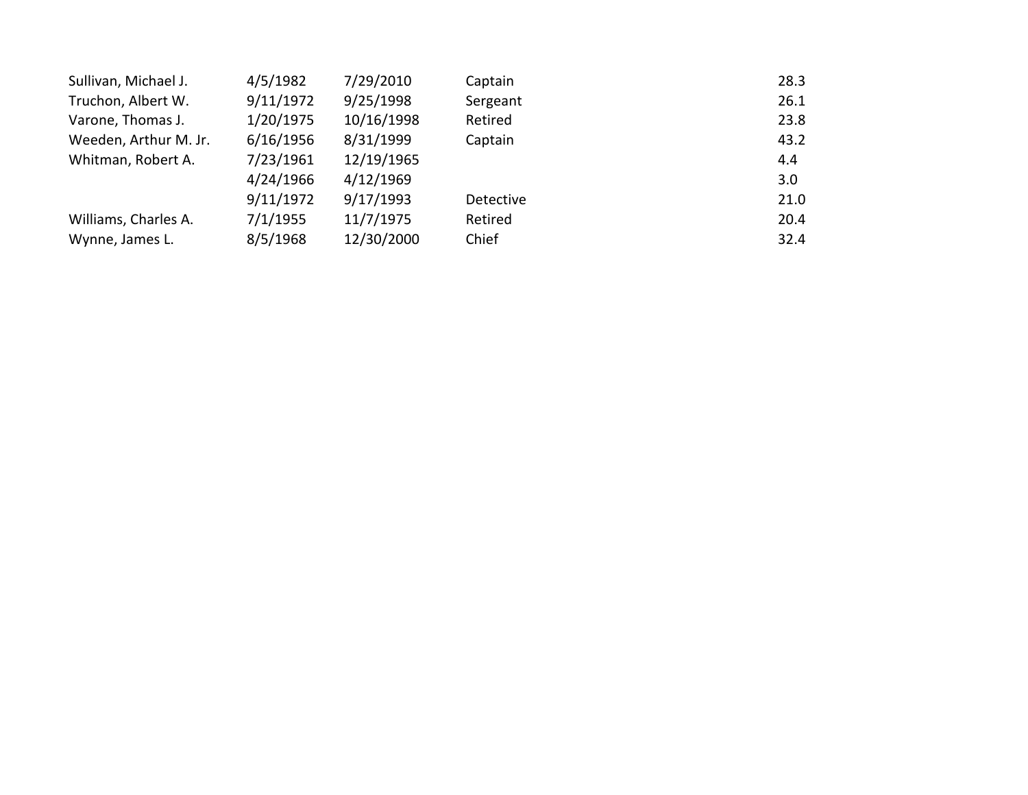| | | | | |
|---|---|---|---|---|
| Sullivan, Michael J. | 4/5/1982 | 7/29/2010 | Captain | 28.3 |
| Truchon, Albert W. | 9/11/1972 | 9/25/1998 | Sergeant | 26.1 |
| Varone, Thomas J. | 1/20/1975 | 10/16/1998 | Retired | 23.8 |
| Weeden, Arthur M. Jr. | 6/16/1956 | 8/31/1999 | Captain | 43.2 |
| Whitman, Robert A. | 7/23/1961 | 12/19/1965 | | 4.4 |
| | 4/24/1966 | 4/12/1969 | | 3.0 |
| | 9/11/1972 | 9/17/1993 | Detective | 21.0 |
| Williams, Charles A. | 7/1/1955 | 11/7/1975 | Retired | 20.4 |
| Wynne, James L. | 8/5/1968 | 12/30/2000 | Chief | 32.4 |